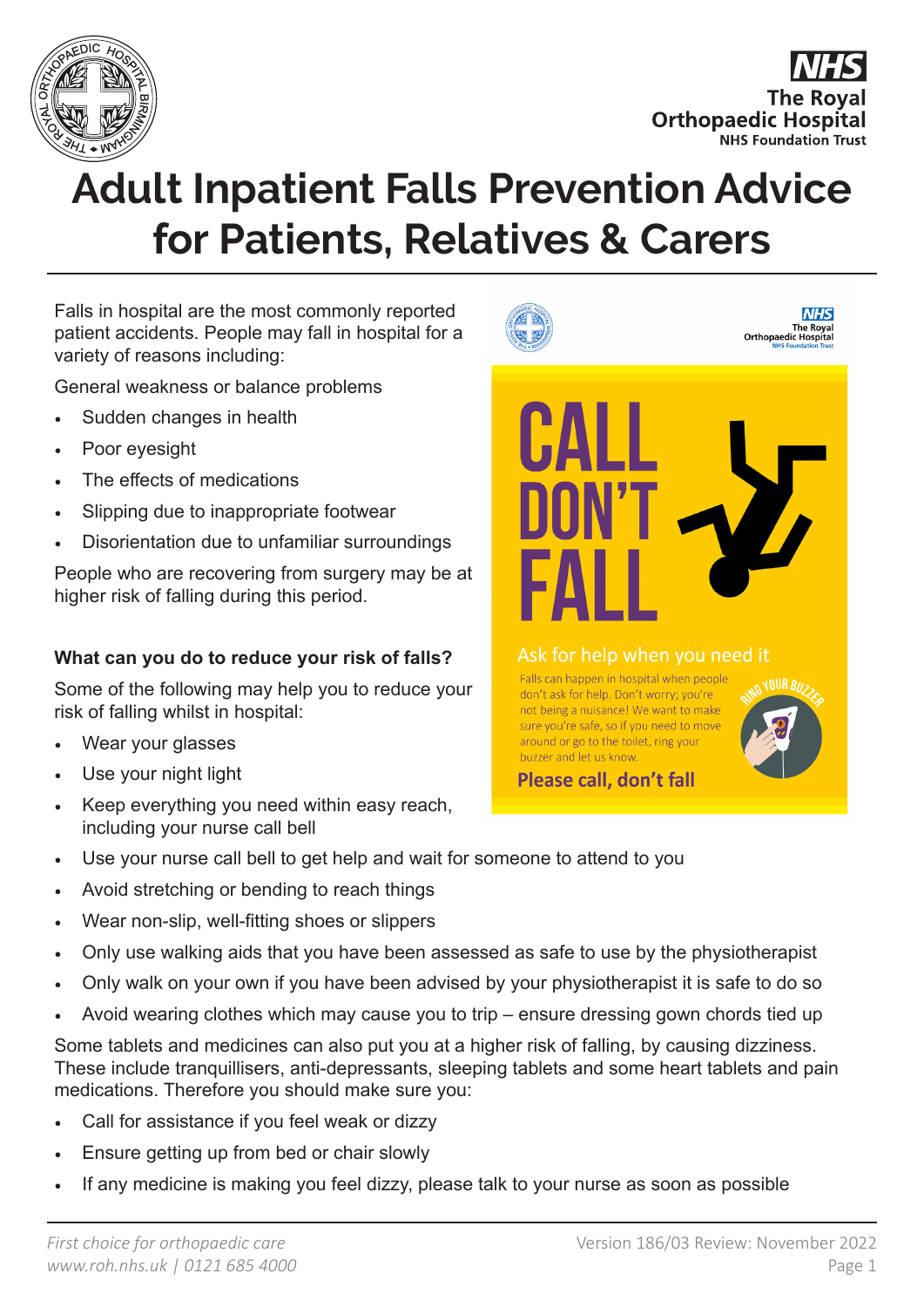# Adult Inpatient Falls Prevention Advice for Patients, Relatives & Carers

Falls in hospital are the most commonly reported patient accidents. People may fall in hospital for a variety of reasons including:

General weakness or balance problems

- Sudden changes in health
- Poor eyesight
- The effects of medications
- Slipping due to inappropriate footwear
- Disorientation due to unfamiliar surroundings

People who are recovering from surgery may be at higher risk of falling during this period.

CALL DON'T FALL

Ask for help when you need it

Falls can happen in hospital when people don't ask for help. Don't worry; you're not being a nuisance! We want to make sure you're safe, so if you need to move around or go to the toilet, ring your buzzer and let us know.

RING YOUR BUZZER

**Please call, don't fall**

**What can you do to reduce your risk of falls?**

Some of the following may help you to reduce your risk of falling whilst in hospital:

- Wear your glasses
- Use your night light
- Keep everything you need within easy reach, including your nurse call bell
- Use your nurse call bell to get help and wait for someone to attend to you
- Avoid stretching or bending to reach things
- Wear non-slip, well-fitting shoes or slippers
- Only use walking aids that you have been assessed as safe to use by the physiotherapist
- Only walk on your own if you have been advised by your physiotherapist it is safe to do so
- Avoid wearing clothes which may cause you to trip – ensure dressing gown chords tied up

Some tablets and medicines can also put you at a higher risk of falling, by causing dizziness. These include tranquillisers, anti-depressants, sleeping tablets and some heart tablets and pain medications. Therefore you should make sure you:

- Call for assistance if you feel weak or dizzy
- Ensure getting up from bed or chair slowly
- If any medicine is making you feel dizzy, please talk to your nurse as soon as possible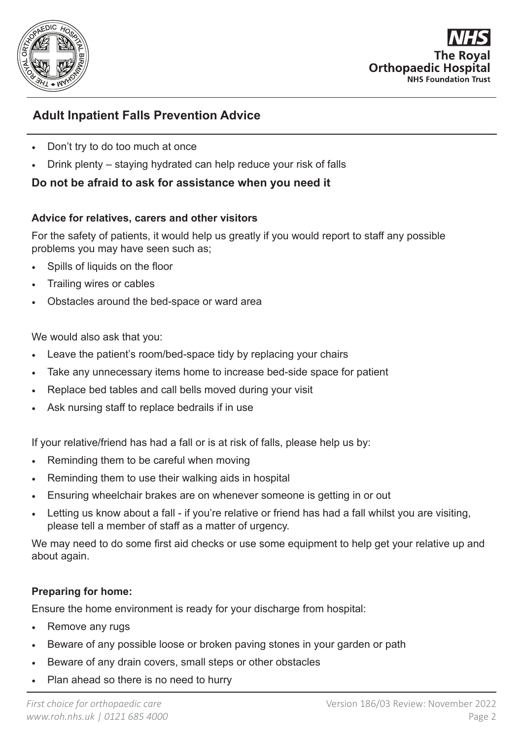- Don't try to do too much at once
- Drink plenty – staying hydrated can help reduce your risk of falls

**Do not be afraid to ask for assistance when you need it**

### Advice for relatives, carers and other visitors

For the safety of patients, it would help us greatly if you would report to staff any possible problems you may have seen such as;

- Spills of liquids on the floor
- Trailing wires or cables
- Obstacles around the bed-space or ward area

We would also ask that you:

- Leave the patient's room/bed-space tidy by replacing your chairs
- Take any unnecessary items home to increase bed-side space for patient
- Replace bed tables and call bells moved during your visit
- Ask nursing staff to replace bedrails if in use

If your relative/friend has had a fall or is at risk of falls, please help us by:

- Reminding them to be careful when moving
- Reminding them to use their walking aids in hospital
- Ensuring wheelchair brakes are on whenever someone is getting in or out
- Letting us know about a fall - if you're relative or friend has had a fall whilst you are visiting, please tell a member of staff as a matter of urgency.

We may need to do some first aid checks or use some equipment to help get your relative up and about again.

### Preparing for home:

Ensure the home environment is ready for your discharge from hospital:

- Remove any rugs
- Beware of any possible loose or broken paving stones in your garden or path
- Beware of any drain covers, small steps or other obstacles
- Plan ahead so there is no need to hurry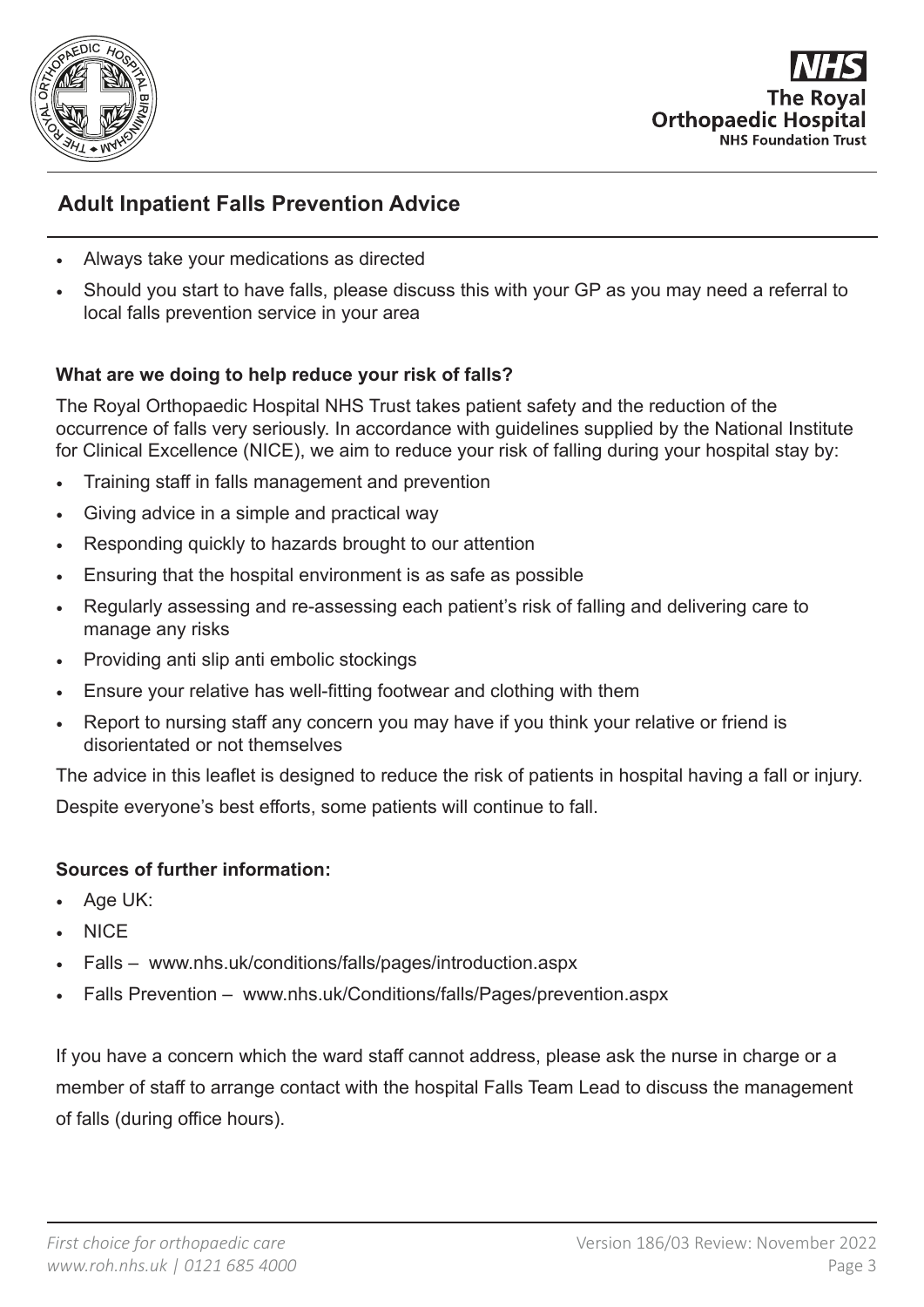## Adult Inpatient Falls Prevention Advice

- Always take your medications as directed
- Should you start to have falls, please discuss this with your GP as you may need a referral to local falls prevention service in your area

**What are we doing to help reduce your risk of falls?**

The Royal Orthopaedic Hospital NHS Trust takes patient safety and the reduction of the occurrence of falls very seriously. In accordance with guidelines supplied by the National Institute for Clinical Excellence (NICE), we aim to reduce your risk of falling during your hospital stay by:

- Training staff in falls management and prevention
- Giving advice in a simple and practical way
- Responding quickly to hazards brought to our attention
- Ensuring that the hospital environment is as safe as possible
- Regularly assessing and re-assessing each patient's risk of falling and delivering care to manage any risks
- Providing anti slip anti embolic stockings
- Ensure your relative has well-fitting footwear and clothing with them
- Report to nursing staff any concern you may have if you think your relative or friend is disorientated or not themselves

The advice in this leaflet is designed to reduce the risk of patients in hospital having a fall or injury.

Despite everyone's best efforts, some patients will continue to fall.

**Sources of further information:**

- Age UK:
- NICE
- Falls – www.nhs.uk/conditions/falls/pages/introduction.aspx
- Falls Prevention – www.nhs.uk/Conditions/falls/Pages/prevention.aspx

If you have a concern which the ward staff cannot address, please ask the nurse in charge or a member of staff to arrange contact with the hospital Falls Team Lead to discuss the management of falls (during office hours).